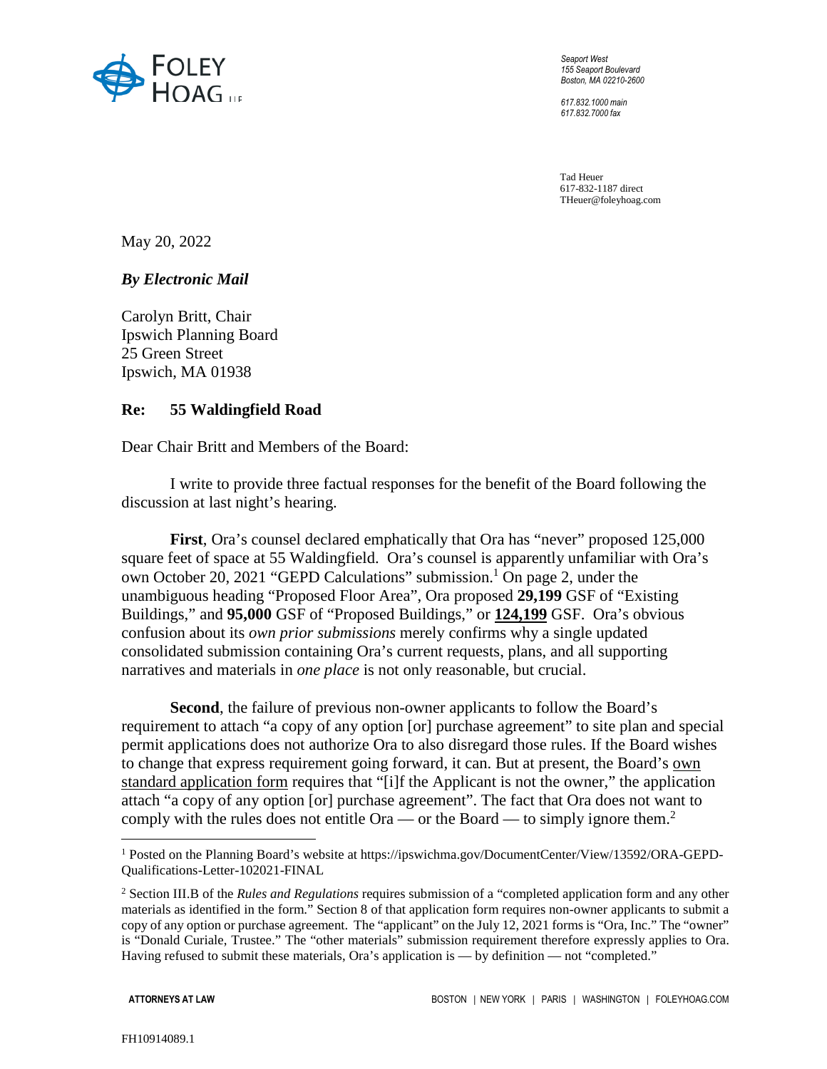**FOLEY HOAG LLP**

*Seaport West*
*155 Seaport Boulevard*
*Boston, MA 02210-2600*

*617.832.1000 main*
*617.832.7000 fax*

Tad Heuer
617-832-1187 direct
THeuer@foleyhoag.com

May 20, 2022

***By Electronic Mail***

Carolyn Britt, Chair
Ipswich Planning Board
25 Green Street
Ipswich, MA 01938

**Re: 55 Waldingfield Road**

Dear Chair Britt and Members of the Board:

I write to provide three factual responses for the benefit of the Board following the discussion at last night's hearing.

**First**, Ora's counsel declared emphatically that Ora has "never" proposed 125,000 square feet of space at 55 Waldingfield. Ora's counsel is apparently unfamiliar with Ora's own October 20, 2021 "GEPD Calculations" submission.[1] On page 2, under the unambiguous heading "Proposed Floor Area", Ora proposed **29,199** GSF of "Existing Buildings," and **95,000** GSF of "Proposed Buildings," or **124,199** GSF. Ora's obvious confusion about its *own prior submissions* merely confirms why a single updated consolidated submission containing Ora's current requests, plans, and all supporting narratives and materials in *one place* is not only reasonable, but crucial.

**Second**, the failure of previous non-owner applicants to follow the Board's requirement to attach "a copy of any option [or] purchase agreement" to site plan and special permit applications does not authorize Ora to also disregard those rules. If the Board wishes to change that express requirement going forward, it can. But at present, the Board's own standard application form requires that "[i]f the Applicant is not the owner," the application attach "a copy of any option [or] purchase agreement". The fact that Ora does not want to comply with the rules does not entitle Ora — or the Board — to simply ignore them.[2]

---

[1] Posted on the Planning Board's website at https://ipswichma.gov/DocumentCenter/View/13592/ORA-GEPD-Qualifications-Letter-102021-FINAL

[2] Section III.B of the *Rules and Regulations* requires submission of a "completed application form and any other materials as identified in the form." Section 8 of that application form requires non-owner applicants to submit a copy of any option or purchase agreement. The "applicant" on the July 12, 2021 forms is "Ora, Inc." The "owner" is "Donald Curiale, Trustee." The "other materials" submission requirement therefore expressly applies to Ora. Having refused to submit these materials, Ora's application is — by definition — not "completed."

**ATTORNEYS AT LAW** BOSTON | NEW YORK | PARIS | WASHINGTON | FOLEYHOAG.COM

FH10914089.1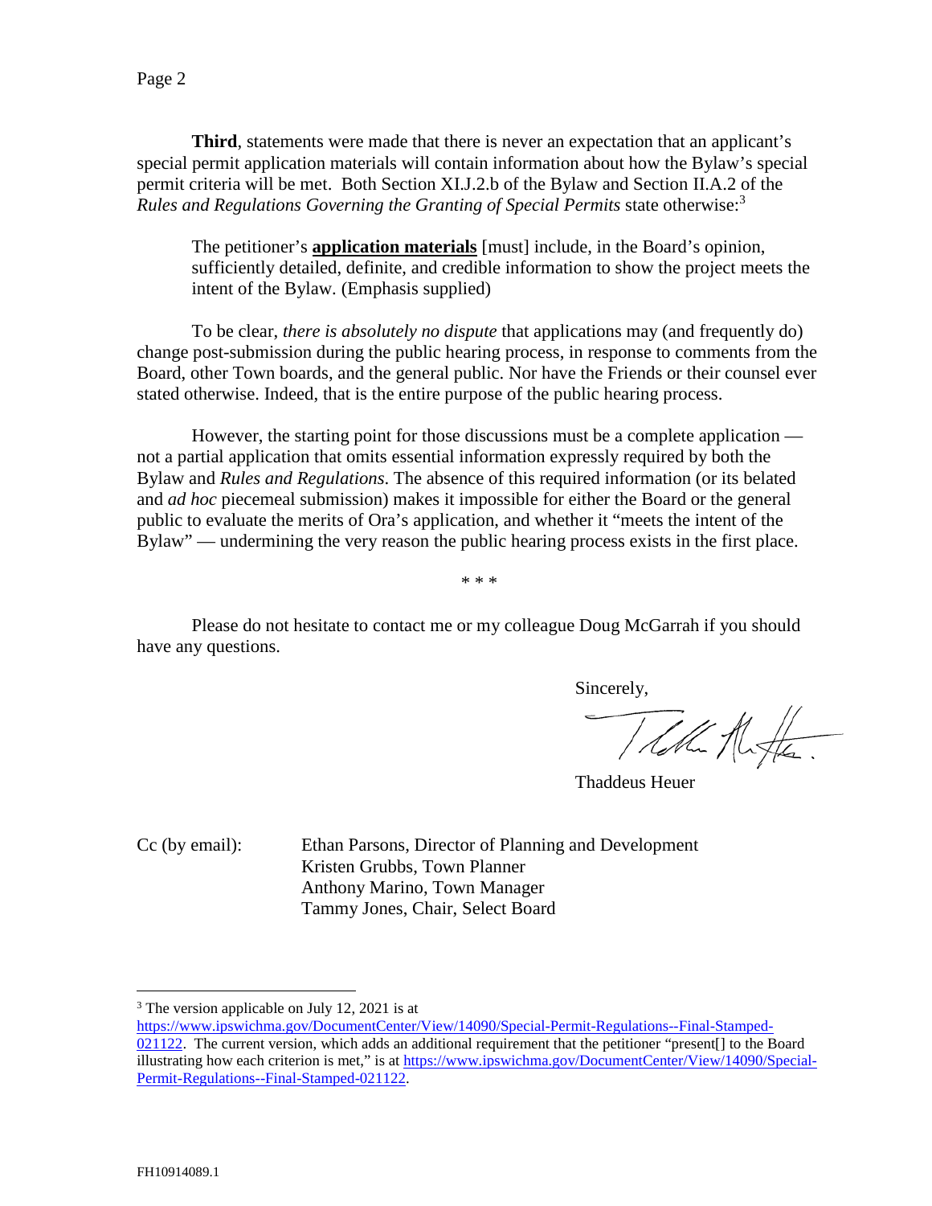**Third**, statements were made that there is never an expectation that an applicant's special permit application materials will contain information about how the Bylaw's special permit criteria will be met. Both Section XI.J.2.b of the Bylaw and Section II.A.2 of the *Rules and Regulations Governing the Granting of Special Permits* state otherwise:[3]

> The petitioner's **<u>application materials</u>** [must] include, in the Board's opinion, sufficiently detailed, definite, and credible information to show the project meets the intent of the Bylaw. (Emphasis supplied)

To be clear, *there is absolutely no dispute* that applications may (and frequently do) change post-submission during the public hearing process, in response to comments from the Board, other Town boards, and the general public. Nor have the Friends or their counsel ever stated otherwise. Indeed, that is the entire purpose of the public hearing process.

However, the starting point for those discussions must be a complete application — not a partial application that omits essential information expressly required by both the Bylaw and *Rules and Regulations*. The absence of this required information (or its belated and *ad hoc* piecemeal submission) makes it impossible for either the Board or the general public to evaluate the merits of Ora's application, and whether it "meets the intent of the Bylaw" — undermining the very reason the public hearing process exists in the first place.

\* \* \*

Please do not hesitate to contact me or my colleague Doug McGarrah if you should have any questions.

Sincerely,

Thaddeus Heuer

Cc (by email): Ethan Parsons, Director of Planning and Development
Kristen Grubbs, Town Planner
Anthony Marino, Town Manager
Tammy Jones, Chair, Select Board

---

[3] The version applicable on July 12, 2021 is at https://www.ipswichma.gov/DocumentCenter/View/14090/Special-Permit-Regulations--Final-Stamped-021122. The current version, which adds an additional requirement that the petitioner "present[] to the Board illustrating how each criterion is met," is at https://www.ipswichma.gov/DocumentCenter/View/14090/Special-Permit-Regulations--Final-Stamped-021122.

FH10914089.1